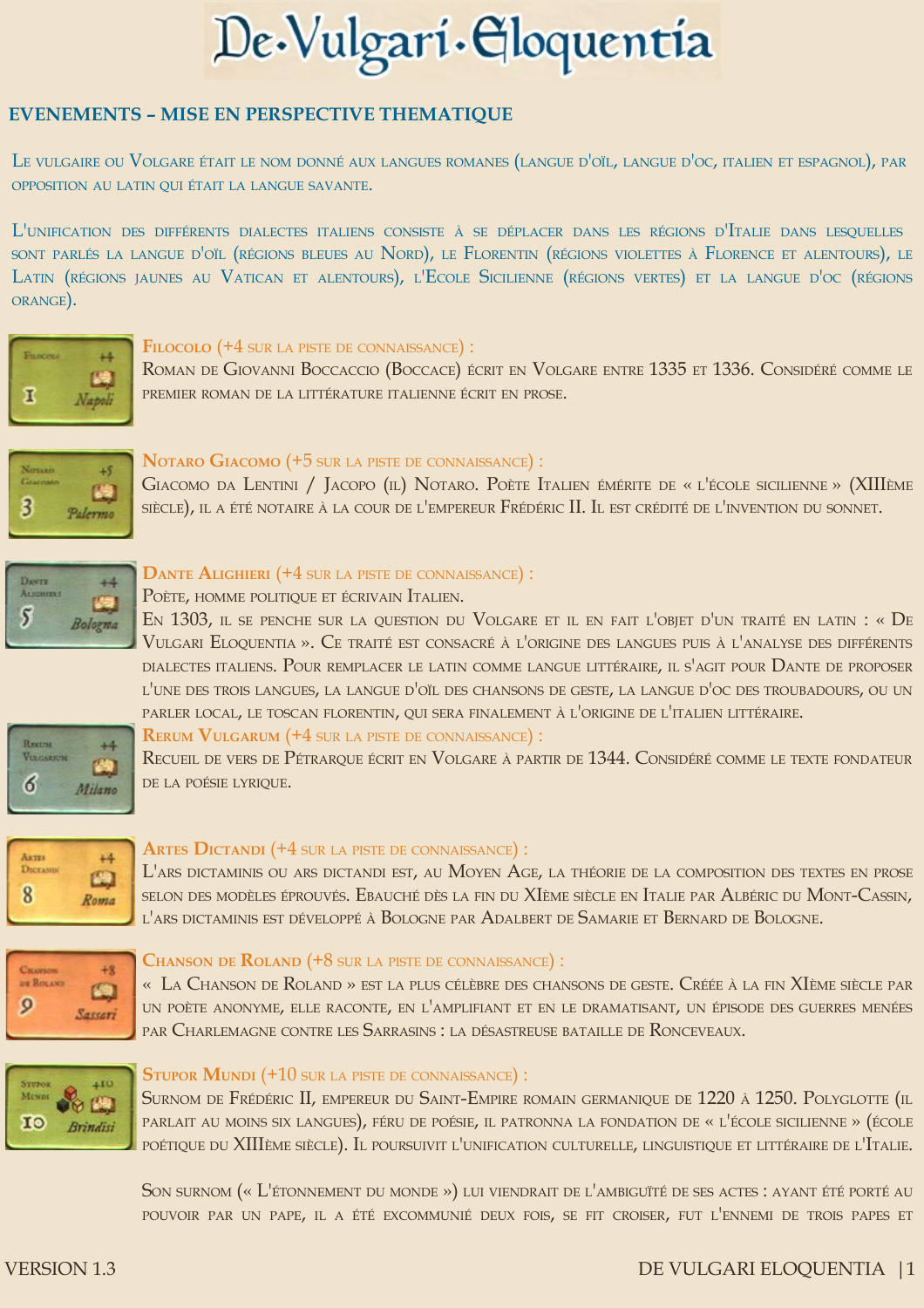# De·Vulgari·Eloquentia

## EVENEMENTS – MISE EN PERSPECTIVE THEMATIQUE

Le vulgaire ou Volgare était le nom donné aux langues romanes (langue d'oïl, langue d'oc, italien et espagnol), par opposition au latin qui était la langue savante.

L'unification des différents dialectes italiens consiste à se déplacer dans les régions d'Italie dans lesquelles sont parlés la langue d'oïl (régions bleues au Nord), le Florentin (régions violettes à Florence et alentours), le Latin (régions jaunes au Vatican et alentours), l'Ecole Sicilienne (régions vertes) et la langue d'oc (régions orange).

**Filocolo (+4 sur la piste de connaissance) :**
Roman de Giovanni Boccaccio (Boccace) écrit en Volgare entre 1335 et 1336. Considéré comme le premier roman de la littérature italienne écrit en prose.

**Notaro Giacomo (+5 sur la piste de connaissance) :**
Giacomo da Lentini / Jacopo (il) Notaro. Poète Italien émérite de « l'école sicilienne » (XIIIème siècle), il a été notaire à la cour de l'empereur Frédéric II. Il est crédité de l'invention du sonnet.

**Dante Alighieri (+4 sur la piste de connaissance) :**
Poète, homme politique et écrivain Italien.
En 1303, il se penche sur la question du Volgare et il en fait l'objet d'un traité en latin : « De Vulgari Eloquentia ». Ce traité est consacré à l'origine des langues puis à l'analyse des différents dialectes italiens. Pour remplacer le latin comme langue littéraire, il s'agit pour Dante de proposer l'une des trois langues, la langue d'oïl des chansons de geste, la langue d'oc des troubadours, ou un parler local, le toscan florentin, qui sera finalement à l'origine de l'italien littéraire.

**Rerum Vulgarum (+4 sur la piste de connaissance) :**
Recueil de vers de Pétrarque écrit en Volgare à partir de 1344. Considéré comme le texte fondateur de la poésie lyrique.

**Artes Dictandi (+4 sur la piste de connaissance) :**
L'ars dictaminis ou ars dictandi est, au Moyen Age, la théorie de la composition des textes en prose selon des modèles éprouvés. Ebauché dès la fin du XIème siècle en Italie par Albéric du Mont-Cassin, l'ars dictaminis est développé à Bologne par Adalbert de Samarie et Bernard de Bologne.

**Chanson de Roland (+8 sur la piste de connaissance) :**
« La Chanson de Roland » est la plus célèbre des chansons de geste. Créée à la fin XIème siècle par un poète anonyme, elle raconte, en l'amplifiant et en le dramatisant, un épisode des guerres menées par Charlemagne contre les Sarrasins : la désastreuse bataille de Ronceveaux.

**Stupor Mundi (+10 sur la piste de connaissance) :**
Surnom de Frédéric II, empereur du Saint-Empire romain germanique de 1220 à 1250. Polyglotte (il parlait au moins six langues), féru de poésie, il patronna la fondation de « l'école sicilienne » (école poétique du XIIIème siècle). Il poursuivit l'unification culturelle, linguistique et littéraire de l'Italie.

Son surnom (« L'étonnement du monde ») lui viendrait de l'ambiguïté de ses actes : ayant été porté au pouvoir par un pape, il a été excommunié deux fois, se fit croiser, fut l'ennemi de trois papes et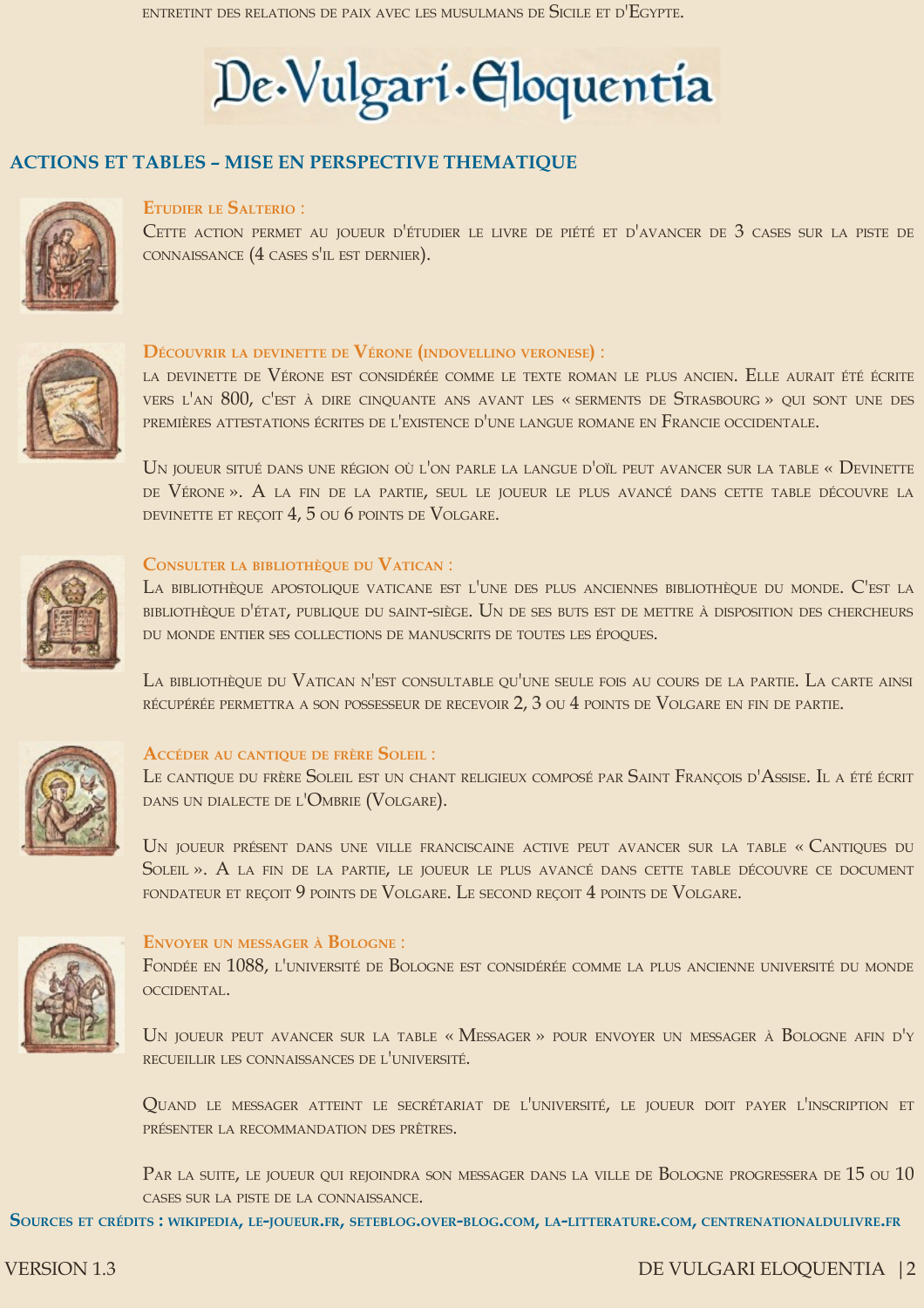entretint des relations de paix avec les musulmans de Sicile et d'Egypte.

# De Vulgari Eloquentia

## ACTIONS ET TABLES – MISE EN PERSPECTIVE THEMATIQUE

### Etudier le Salterio :

Cette action permet au joueur d'étudier le livre de piété et d'avancer de 3 cases sur la piste de connaissance (4 cases s'il est dernier).

### Découvrir la devinette de Vérone (indovellino veronese) :

la devinette de Vérone est considérée comme le texte roman le plus ancien. Elle aurait été écrite vers l'an 800, c'est à dire cinquante ans avant les « serments de Strasbourg » qui sont une des premières attestations écrites de l'existence d'une langue romane en Francie occidentale.

Un joueur situé dans une région où l'on parle la langue d'oïl peut avancer sur la table « Devinette de Vérone ». A la fin de la partie, seul le joueur le plus avancé dans cette table découvre la devinette et reçoit 4, 5 ou 6 points de Volgare.

### Consulter la bibliothèque du Vatican :

La bibliothèque apostolique vaticane est l'une des plus anciennes bibliothèque du monde. C'est la bibliothèque d'état, publique du saint-siège. Un de ses buts est de mettre à disposition des chercheurs du monde entier ses collections de manuscrits de toutes les époques.

La bibliothèque du Vatican n'est consultable qu'une seule fois au cours de la partie. La carte ainsi récupérée permettra a son possesseur de recevoir 2, 3 ou 4 points de Volgare en fin de partie.

### Accéder au cantique de frère Soleil :

Le cantique du frère Soleil est un chant religieux composé par Saint François d'Assise. Il a été écrit dans un dialecte de l'Ombrie (Volgare).

Un joueur présent dans une ville franciscaine active peut avancer sur la table « Cantiques du Soleil ». A la fin de la partie, le joueur le plus avancé dans cette table découvre ce document fondateur et reçoit 9 points de Volgare. Le second reçoit 4 points de Volgare.

### Envoyer un messager à Bologne :

Fondée en 1088, l'université de Bologne est considérée comme la plus ancienne université du monde occidental.

Un joueur peut avancer sur la table « Messager » pour envoyer un messager à Bologne afin d'y recueillir les connaissances de l'université.

Quand le messager atteint le secrétariat de l'université, le joueur doit payer l'inscription et présenter la recommandation des prêtres.

Par la suite, le joueur qui rejoindra son messager dans la ville de Bologne progressera de 15 ou 10 cases sur la piste de la connaissance.

**Sources et crédits :** wikipedia, le-joueur.fr, seteblog.over-blog.com, la-litterature.com, centrenationaldulivre.fr

VERSION 1.3